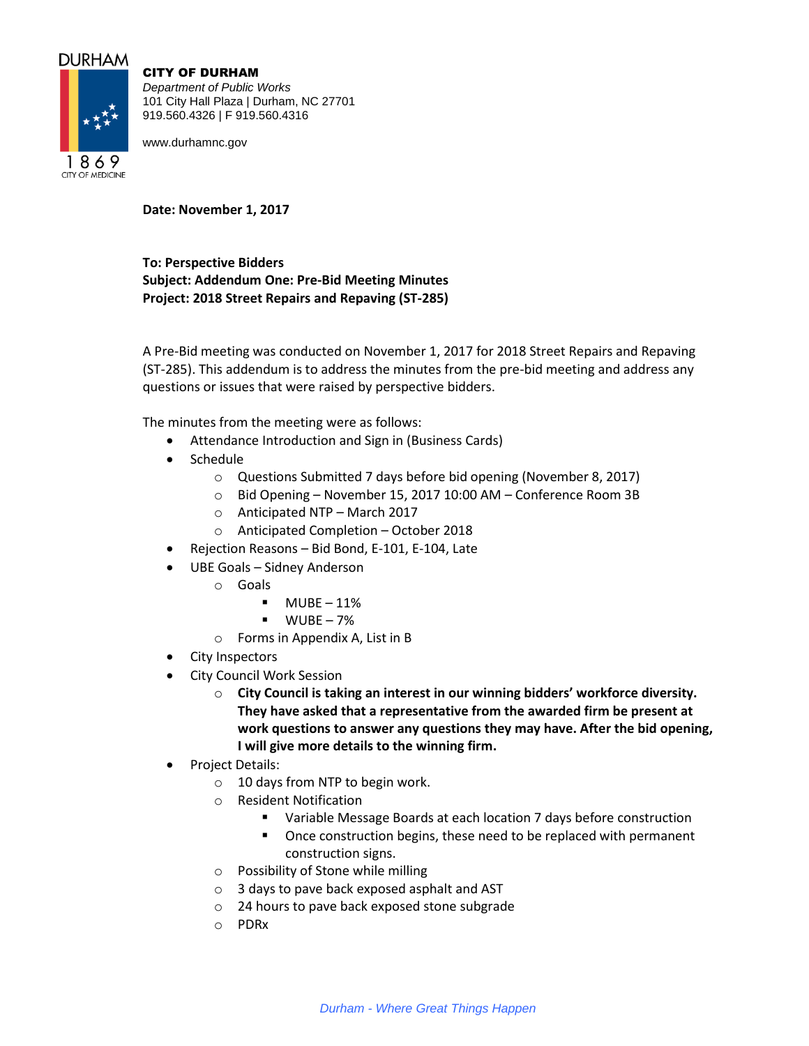DURHAM

1869

CITY OF MEDICINE

**CITY OF DURHAM**

*Department of Public Works*
101 City Hall Plaza | Durham, NC 27701
919.560.4326 | F 919.560.4316

www.durhamnc.gov

**Date: November 1, 2017**

**To: Perspective Bidders**
**Subject: Addendum One: Pre-Bid Meeting Minutes**
**Project: 2018 Street Repairs and Repaving (ST-285)**

A Pre-Bid meeting was conducted on November 1, 2017 for 2018 Street Repairs and Repaving (ST-285). This addendum is to address the minutes from the pre-bid meeting and address any questions or issues that were raised by perspective bidders.

The minutes from the meeting were as follows:

- Attendance Introduction and Sign in (Business Cards)
- Schedule
  - Questions Submitted 7 days before bid opening (November 8, 2017)
  - Bid Opening – November 15, 2017 10:00 AM – Conference Room 3B
  - Anticipated NTP – March 2017
  - Anticipated Completion – October 2018
- Rejection Reasons – Bid Bond, E-101, E-104, Late
- UBE Goals – Sidney Anderson
  - Goals
    - MUBE – 11%
    - WUBE – 7%
  - Forms in Appendix A, List in B
- City Inspectors
- City Council Work Session
  - **City Council is taking an interest in our winning bidders' workforce diversity. They have asked that a representative from the awarded firm be present at work questions to answer any questions they may have. After the bid opening, I will give more details to the winning firm.**
- Project Details:
  - 10 days from NTP to begin work.
  - Resident Notification
    - Variable Message Boards at each location 7 days before construction
    - Once construction begins, these need to be replaced with permanent construction signs.
  - Possibility of Stone while milling
  - 3 days to pave back exposed asphalt and AST
  - 24 hours to pave back exposed stone subgrade
  - PDRx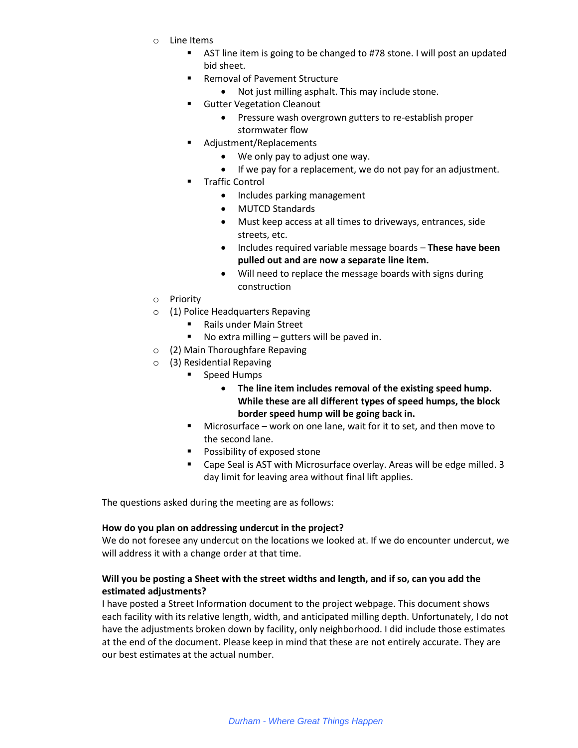- Line Items
  - AST line item is going to be changed to #78 stone. I will post an updated bid sheet.
  - Removal of Pavement Structure
    - Not just milling asphalt. This may include stone.
  - Gutter Vegetation Cleanout
    - Pressure wash overgrown gutters to re-establish proper stormwater flow
  - Adjustment/Replacements
    - We only pay to adjust one way.
    - If we pay for a replacement, we do not pay for an adjustment.
  - Traffic Control
    - Includes parking management
    - MUTCD Standards
    - Must keep access at all times to driveways, entrances, side streets, etc.
    - Includes required variable message boards – **These have been pulled out and are now a separate line item.**
    - Will need to replace the message boards with signs during construction
- Priority
- (1) Police Headquarters Repaving
  - Rails under Main Street
  - No extra milling – gutters will be paved in.
- (2) Main Thoroughfare Repaving
- (3) Residential Repaving
  - Speed Humps
    - **The line item includes removal of the existing speed hump. While these are all different types of speed humps, the block border speed hump will be going back in.**
  - Microsurface – work on one lane, wait for it to set, and then move to the second lane.
  - Possibility of exposed stone
  - Cape Seal is AST with Microsurface overlay. Areas will be edge milled. 3 day limit for leaving area without final lift applies.

The questions asked during the meeting are as follows:

**How do you plan on addressing undercut in the project?**
We do not foresee any undercut on the locations we looked at. If we do encounter undercut, we will address it with a change order at that time.

**Will you be posting a Sheet with the street widths and length, and if so, can you add the estimated adjustments?**
I have posted a Street Information document to the project webpage. This document shows each facility with its relative length, width, and anticipated milling depth. Unfortunately, I do not have the adjustments broken down by facility, only neighborhood. I did include those estimates at the end of the document. Please keep in mind that these are not entirely accurate. They are our best estimates at the actual number.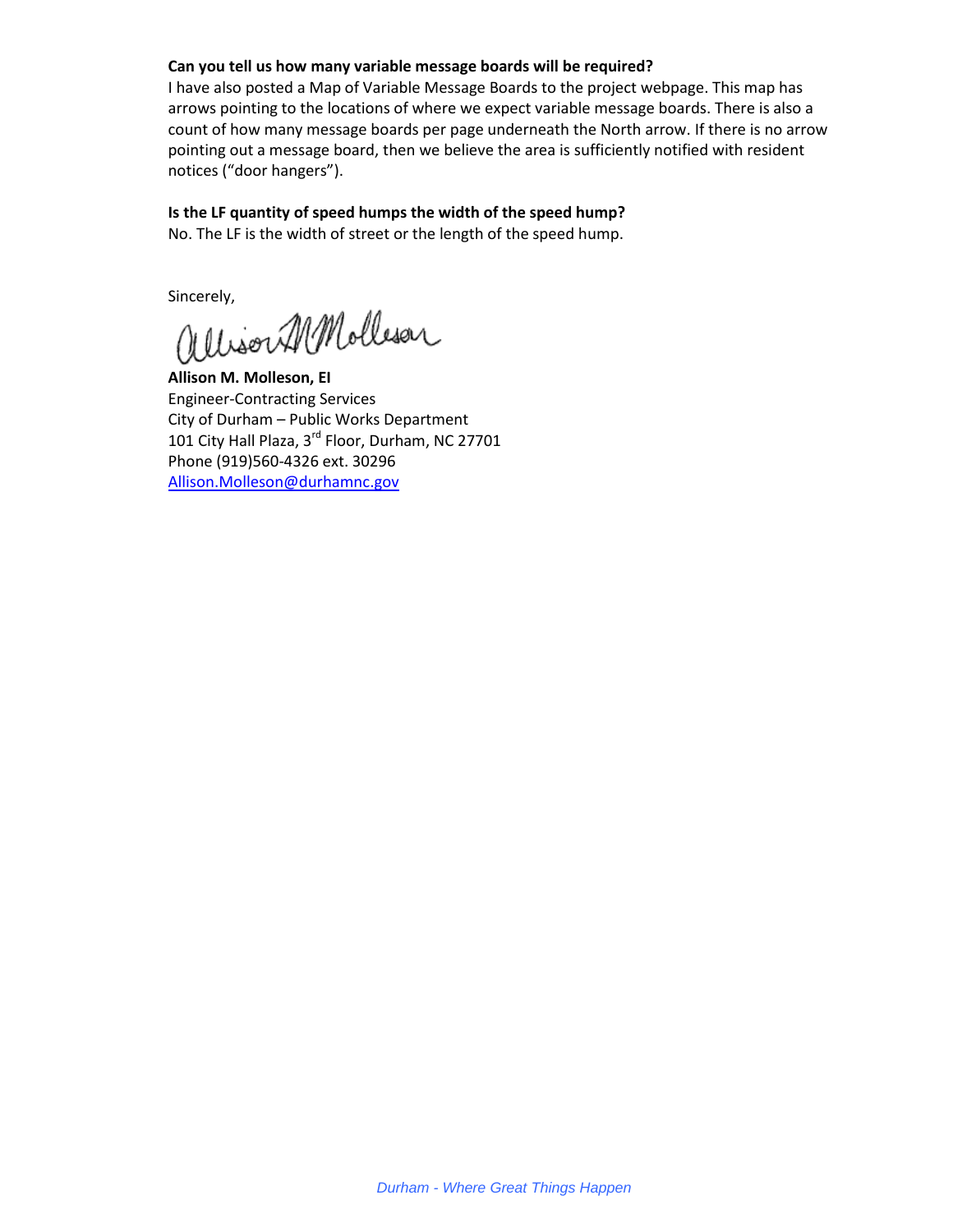**Can you tell us how many variable message boards will be required?**

I have also posted a Map of Variable Message Boards to the project webpage. This map has arrows pointing to the locations of where we expect variable message boards. There is also a count of how many message boards per page underneath the North arrow. If there is no arrow pointing out a message board, then we believe the area is sufficiently notified with resident notices ("door hangers").

**Is the LF quantity of speed humps the width of the speed hump?**

No. The LF is the width of street or the length of the speed hump.

Sincerely,

**Allison M. Molleson, EI**
Engineer-Contracting Services
City of Durham – Public Works Department
101 City Hall Plaza, 3rd Floor, Durham, NC 27701
Phone (919)560-4326 ext. 30296
Allison.Molleson@durhamnc.gov

*Durham - Where Great Things Happen*